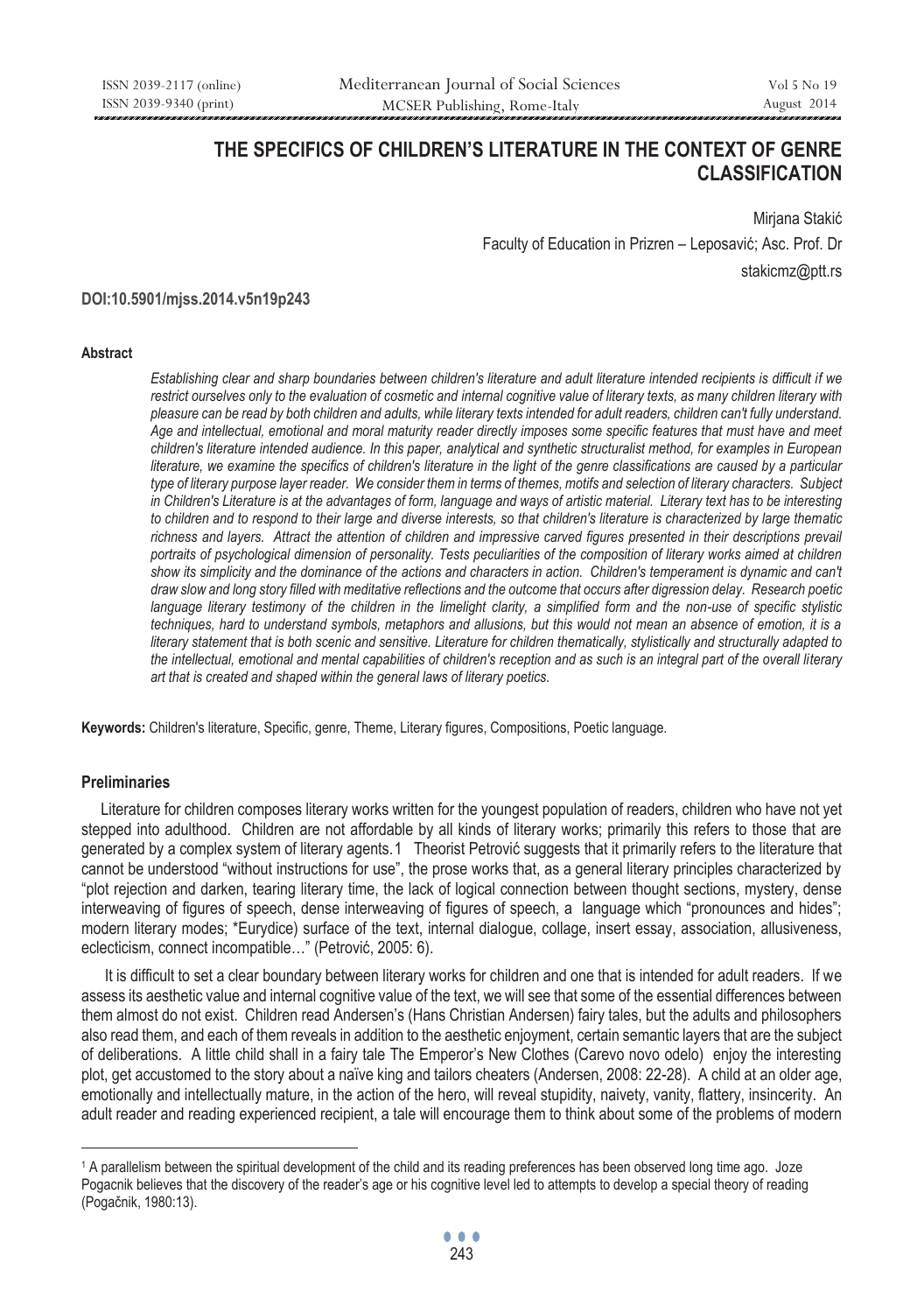# THE SPECIFICS OF CHILDREN'S LITERATURE IN THE CONTEXT OF GENRE CLASSIFICATION

Mirjana Stakić

Faculty of Education in Prizren – Leposavić; Asc. Prof. Dr

stakicmz@ptt.rs

**DOI:10.5901/mjss.2014.v5n19p243**

#### Abstract

*Establishing clear and sharp boundaries between children's literature and adult literature intended recipients is difficult if we restrict ourselves only to the evaluation of cosmetic and internal cognitive value of literary texts, as many children literary with pleasure can be read by both children and adults, while literary texts intended for adult readers, children can't fully understand. Age and intellectual, emotional and moral maturity reader directly imposes some specific features that must have and meet children's literature intended audience. In this paper, analytical and synthetic structuralist method, for examples in European literature, we examine the specifics of children's literature in the light of the genre classifications are caused by a particular type of literary purpose layer reader. We consider them in terms of themes, motifs and selection of literary characters. Subject in Children's Literature is at the advantages of form, language and ways of artistic material. Literary text has to be interesting to children and to respond to their large and diverse interests, so that children's literature is characterized by large thematic richness and layers. Attract the attention of children and impressive carved figures presented in their descriptions prevail portraits of psychological dimension of personality. Tests peculiarities of the composition of literary works aimed at children show its simplicity and the dominance of the actions and characters in action. Children's temperament is dynamic and can't draw slow and long story filled with meditative reflections and the outcome that occurs after digression delay. Research poetic language literary testimony of the children in the limelight clarity, a simplified form and the non-use of specific stylistic techniques, hard to understand symbols, metaphors and allusions, but this would not mean an absence of emotion, it is a literary statement that is both scenic and sensitive. Literature for children thematically, stylistically and structurally adapted to the intellectual, emotional and mental capabilities of children's reception and as such is an integral part of the overall literary art that is created and shaped within the general laws of literary poetics.*

**Keywords:** Children's literature, Specific, genre, Theme, Literary figures, Compositions, Poetic language.

## Preliminaries

Literature for children composes literary works written for the youngest population of readers, children who have not yet stepped into adulthood. Children are not affordable by all kinds of literary works; primarily this refers to those that are generated by a complex system of literary agents.[1] Theorist Petrović suggests that it primarily refers to the literature that cannot be understood "without instructions for use", the prose works that, as a general literary principles characterized by "plot rejection and darken, tearing literary time, the lack of logical connection between thought sections, mystery, dense interweaving of figures of speech, dense interweaving of figures of speech, a language which "pronounces and hides"; modern literary modes; *Eurydice) surface of the text, internal dialogue, collage, insert essay, association, allusiveness, eclecticism, connect incompatible…" (Petrović, 2005: 6).

It is difficult to set a clear boundary between literary works for children and one that is intended for adult readers. If we assess its aesthetic value and internal cognitive value of the text, we will see that some of the essential differences between them almost do not exist. Children read Andersen's (Hans Christian Andersen) fairy tales, but the adults and philosophers also read them, and each of them reveals in addition to the aesthetic enjoyment, certain semantic layers that are the subject of deliberations. A little child shall in a fairy tale The Emperor's New Clothes (Carevo novo odelo) enjoy the interesting plot, get accustomed to the story about a naïve king and tailors cheaters (Andersen, 2008: 22-28). A child at an older age, emotionally and intellectually mature, in the action of the hero, will reveal stupidity, naivety, vanity, flattery, insincerity. An adult reader and reading experienced recipient, a tale will encourage them to think about some of the problems of modern

---

[1] A parallelism between the spiritual development of the child and its reading preferences has been observed long time ago. Joze Pogacnik believes that the discovery of the reader's age or his cognitive level led to attempts to develop a special theory of reading (Pogačnik, 1980:13).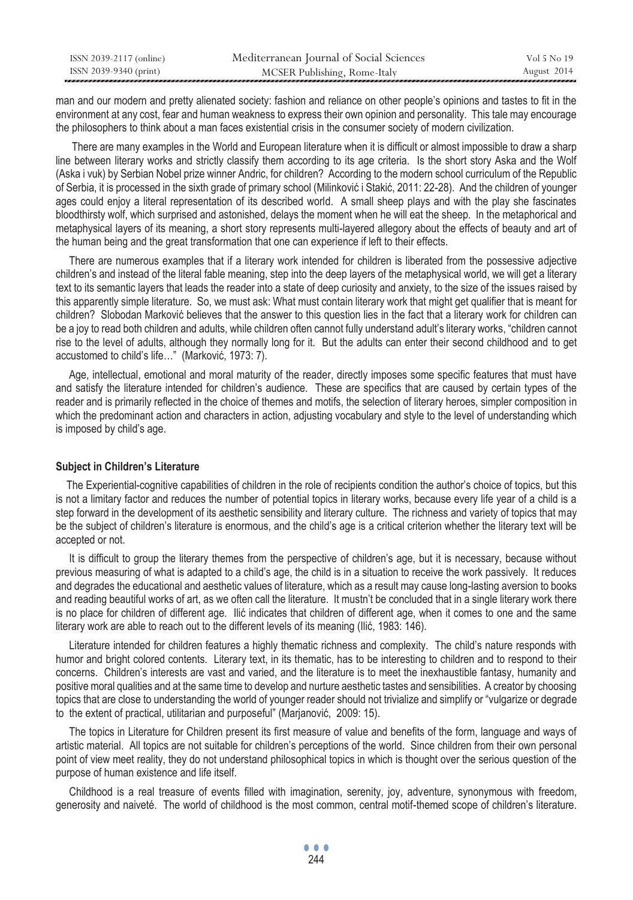man and our modern and pretty alienated society: fashion and reliance on other people's opinions and tastes to fit in the environment at any cost, fear and human weakness to express their own opinion and personality. This tale may encourage the philosophers to think about a man faces existential crisis in the consumer society of modern civilization.

There are many examples in the World and European literature when it is difficult or almost impossible to draw a sharp line between literary works and strictly classify them according to its age criteria. Is the short story Aska and the Wolf (Aska i vuk) by Serbian Nobel prize winner Andric, for children? According to the modern school curriculum of the Republic of Serbia, it is processed in the sixth grade of primary school (Milinković i Stakić, 2011: 22-28). And the children of younger ages could enjoy a literal representation of its described world. A small sheep plays and with the play she fascinates bloodthirsty wolf, which surprised and astonished, delays the moment when he will eat the sheep. In the metaphorical and metaphysical layers of its meaning, a short story represents multi-layered allegory about the effects of beauty and art of the human being and the great transformation that one can experience if left to their effects.

There are numerous examples that if a literary work intended for children is liberated from the possessive adjective children's and instead of the literal fable meaning, step into the deep layers of the metaphysical world, we will get a literary text to its semantic layers that leads the reader into a state of deep curiosity and anxiety, to the size of the issues raised by this apparently simple literature. So, we must ask: What must contain literary work that might get qualifier that is meant for children? Slobodan Marković believes that the answer to this question lies in the fact that a literary work for children can be a joy to read both children and adults, while children often cannot fully understand adult's literary works, "children cannot rise to the level of adults, although they normally long for it. But the adults can enter their second childhood and to get accustomed to child's life…" (Marković, 1973: 7).

Age, intellectual, emotional and moral maturity of the reader, directly imposes some specific features that must have and satisfy the literature intended for children's audience. These are specifics that are caused by certain types of the reader and is primarily reflected in the choice of themes and motifs, the selection of literary heroes, simpler composition in which the predominant action and characters in action, adjusting vocabulary and style to the level of understanding which is imposed by child's age.

## Subject in Children's Literature

The Experiential-cognitive capabilities of children in the role of recipients condition the author's choice of topics, but this is not a limitary factor and reduces the number of potential topics in literary works, because every life year of a child is a step forward in the development of its aesthetic sensibility and literary culture. The richness and variety of topics that may be the subject of children's literature is enormous, and the child's age is a critical criterion whether the literary text will be accepted or not.

It is difficult to group the literary themes from the perspective of children's age, but it is necessary, because without previous measuring of what is adapted to a child's age, the child is in a situation to receive the work passively. It reduces and degrades the educational and aesthetic values of literature, which as a result may cause long-lasting aversion to books and reading beautiful works of art, as we often call the literature. It mustn't be concluded that in a single literary work there is no place for children of different age. Ilić indicates that children of different age, when it comes to one and the same literary work are able to reach out to the different levels of its meaning (Ilić, 1983: 146).

Literature intended for children features a highly thematic richness and complexity. The child's nature responds with humor and bright colored contents. Literary text, in its thematic, has to be interesting to children and to respond to their concerns. Children's interests are vast and varied, and the literature is to meet the inexhaustible fantasy, humanity and positive moral qualities and at the same time to develop and nurture aesthetic tastes and sensibilities. A creator by choosing topics that are close to understanding the world of younger reader should not trivialize and simplify or "vulgarize or degrade to the extent of practical, utilitarian and purposeful" (Marjanović, 2009: 15).

The topics in Literature for Children present its first measure of value and benefits of the form, language and ways of artistic material. All topics are not suitable for children's perceptions of the world. Since children from their own personal point of view meet reality, they do not understand philosophical topics in which is thought over the serious question of the purpose of human existence and life itself.

Childhood is a real treasure of events filled with imagination, serenity, joy, adventure, synonymous with freedom, generosity and naiveté. The world of childhood is the most common, central motif-themed scope of children's literature.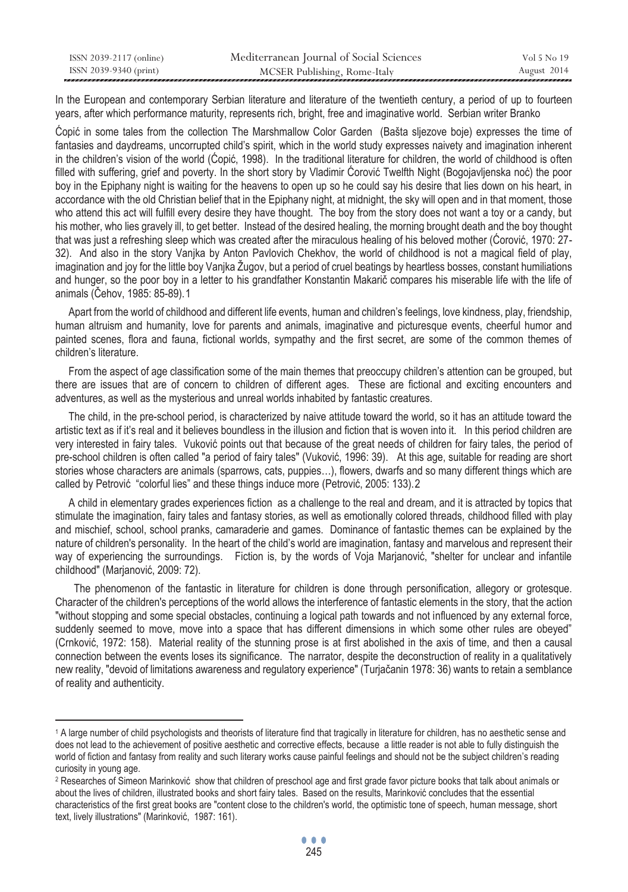In the European and contemporary Serbian literature and literature of the twentieth century, a period of up to fourteen years, after which performance maturity, represents rich, bright, free and imaginative world. Serbian writer Branko Ćopić in some tales from the collection The Marshmallow Color Garden (Bašta sljezove boje) expresses the time of fantasies and daydreams, uncorrupted child's spirit, which in the world study expresses naivety and imagination inherent in the children's vision of the world (Ćopić, 1998). In the traditional literature for children, the world of childhood is often filled with suffering, grief and poverty. In the short story by Vladimir Ćorović Twelfth Night (Bogojavljenska noć) the poor boy in the Epiphany night is waiting for the heavens to open up so he could say his desire that lies down on his heart, in accordance with the old Christian belief that in the Epiphany night, at midnight, the sky will open and in that moment, those who attend this act will fulfill every desire they have thought. The boy from the story does not want a toy or a candy, but his mother, who lies gravely ill, to get better. Instead of the desired healing, the morning brought death and the boy thought that was just a refreshing sleep which was created after the miraculous healing of his beloved mother (Ćorović, 1970: 27-32). And also in the story Vanjka by Anton Pavlovich Chekhov, the world of childhood is not a magical field of play, imagination and joy for the little boy Vanjka Žugov, but a period of cruel beatings by heartless bosses, constant humiliations and hunger, so the poor boy in a letter to his grandfather Konstantin Makarič compares his miserable life with the life of animals (Čehov, 1985: 85-89).[1]

Apart from the world of childhood and different life events, human and children's feelings, love kindness, play, friendship, human altruism and humanity, love for parents and animals, imaginative and picturesque events, cheerful humor and painted scenes, flora and fauna, fictional worlds, sympathy and the first secret, are some of the common themes of children's literature.

From the aspect of age classification some of the main themes that preoccupy children's attention can be grouped, but there are issues that are of concern to children of different ages. These are fictional and exciting encounters and adventures, as well as the mysterious and unreal worlds inhabited by fantastic creatures.

The child, in the pre-school period, is characterized by naive attitude toward the world, so it has an attitude toward the artistic text as if it's real and it believes boundless in the illusion and fiction that is woven into it. In this period children are very interested in fairy tales. Vuković points out that because of the great needs of children for fairy tales, the period of pre-school children is often called "a period of fairy tales" (Vuković, 1996: 39). At this age, suitable for reading are short stories whose characters are animals (sparrows, cats, puppies…), flowers, dwarfs and so many different things which are called by Petrović "colorful lies" and these things induce more (Petrović, 2005: 133).[2]

A child in elementary grades experiences fiction as a challenge to the real and dream, and it is attracted by topics that stimulate the imagination, fairy tales and fantasy stories, as well as emotionally colored threads, childhood filled with play and mischief, school, school pranks, camaraderie and games. Dominance of fantastic themes can be explained by the nature of children's personality. In the heart of the child's world are imagination, fantasy and marvelous and represent their way of experiencing the surroundings. Fiction is, by the words of Voja Marjanović, "shelter for unclear and infantile childhood" (Marjanović, 2009: 72).

The phenomenon of the fantastic in literature for children is done through personification, allegory or grotesque. Character of the children's perceptions of the world allows the interference of fantastic elements in the story, that the action "without stopping and some special obstacles, continuing a logical path towards and not influenced by any external force, suddenly seemed to move, move into a space that has different dimensions in which some other rules are obeyed" (Crnković, 1972: 158). Material reality of the stunning prose is at first abolished in the axis of time, and then a causal connection between the events loses its significance. The narrator, despite the deconstruction of reality in a qualitatively new reality, "devoid of limitations awareness and regulatory experience" (Turjačanin 1978: 36) wants to retain a semblance of reality and authenticity.

---

[1] A large number of child psychologists and theorists of literature find that tragically in literature for children, has no aesthetic sense and does not lead to the achievement of positive aesthetic and corrective effects, because a little reader is not able to fully distinguish the world of fiction and fantasy from reality and such literary works cause painful feelings and should not be the subject children's reading curiosity in young age.

[2] Researches of Simeon Marinković show that children of preschool age and first grade favor picture books that talk about animals or about the lives of children, illustrated books and short fairy tales. Based on the results, Marinković concludes that the essential characteristics of the first great books are "content close to the children's world, the optimistic tone of speech, human message, short text, lively illustrations" (Marinković, 1987: 161).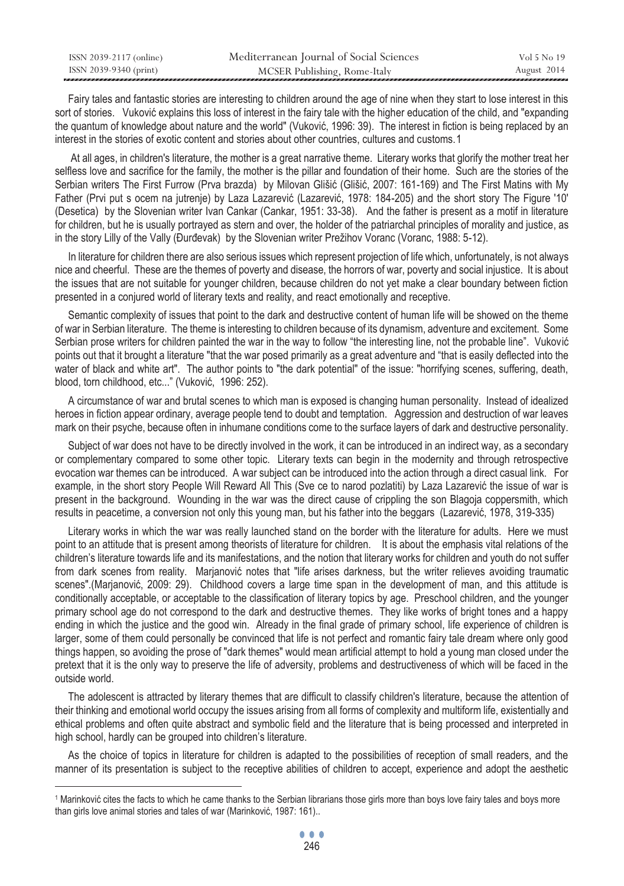Fairy tales and fantastic stories are interesting to children around the age of nine when they start to lose interest in this sort of stories. Vuković explains this loss of interest in the fairy tale with the higher education of the child, and "expanding the quantum of knowledge about nature and the world" (Vuković, 1996: 39). The interest in fiction is being replaced by an interest in the stories of exotic content and stories about other countries, cultures and customs.[1]

At all ages, in children's literature, the mother is a great narrative theme. Literary works that glorify the mother treat her selfless love and sacrifice for the family, the mother is the pillar and foundation of their home. Such are the stories of the Serbian writers The First Furrow (Prva brazda) by Milovan Glišić (Glišić, 2007: 161-169) and The First Matins with My Father (Prvi put s ocem na jutrenje) by Laza Lazarević (Lazarević, 1978: 184-205) and the short story The Figure '10' (Desetica) by the Slovenian writer Ivan Cankar (Cankar, 1951: 33-38). And the father is present as a motif in literature for children, but he is usually portrayed as stern and over, the holder of the patriarchal principles of morality and justice, as in the story Lilly of the Vally (Đurđevak) by the Slovenian writer Prežihov Voranc (Voranc, 1988: 5-12).

In literature for children there are also serious issues which represent projection of life which, unfortunately, is not always nice and cheerful. These are the themes of poverty and disease, the horrors of war, poverty and social injustice. It is about the issues that are not suitable for younger children, because children do not yet make a clear boundary between fiction presented in a conjured world of literary texts and reality, and react emotionally and receptive.

Semantic complexity of issues that point to the dark and destructive content of human life will be showed on the theme of war in Serbian literature. The theme is interesting to children because of its dynamism, adventure and excitement. Some Serbian prose writers for children painted the war in the way to follow "the interesting line, not the probable line". Vuković points out that it brought a literature "that the war posed primarily as a great adventure and "that is easily deflected into the water of black and white art". The author points to "the dark potential" of the issue: "horrifying scenes, suffering, death, blood, torn childhood, etc..." (Vuković, 1996: 252).

A circumstance of war and brutal scenes to which man is exposed is changing human personality. Instead of idealized heroes in fiction appear ordinary, average people tend to doubt and temptation. Aggression and destruction of war leaves mark on their psyche, because often in inhumane conditions come to the surface layers of dark and destructive personality.

Subject of war does not have to be directly involved in the work, it can be introduced in an indirect way, as a secondary or complementary compared to some other topic. Literary texts can begin in the modernity and through retrospective evocation war themes can be introduced. A war subject can be introduced into the action through a direct casual link. For example, in the short story People Will Reward All This (Sve ce to narod pozlatiti) by Laza Lazarević the issue of war is present in the background. Wounding in the war was the direct cause of crippling the son Blagoja coppersmith, which results in peacetime, a conversion not only this young man, but his father into the beggars (Lazarević, 1978, 319-335)

Literary works in which the war was really launched stand on the border with the literature for adults. Here we must point to an attitude that is present among theorists of literature for children. It is about the emphasis vital relations of the children's literature towards life and its manifestations, and the notion that literary works for children and youth do not suffer from dark scenes from reality. Marjanović notes that "life arises darkness, but the writer relieves avoiding traumatic scenes".(Marjanović, 2009: 29). Childhood covers a large time span in the development of man, and this attitude is conditionally acceptable, or acceptable to the classification of literary topics by age. Preschool children, and the younger primary school age do not correspond to the dark and destructive themes. They like works of bright tones and a happy ending in which the justice and the good win. Already in the final grade of primary school, life experience of children is larger, some of them could personally be convinced that life is not perfect and romantic fairy tale dream where only good things happen, so avoiding the prose of "dark themes" would mean artificial attempt to hold a young man closed under the pretext that it is the only way to preserve the life of adversity, problems and destructiveness of which will be faced in the outside world.

The adolescent is attracted by literary themes that are difficult to classify children's literature, because the attention of their thinking and emotional world occupy the issues arising from all forms of complexity and multiform life, existentially and ethical problems and often quite abstract and symbolic field and the literature that is being processed and interpreted in high school, hardly can be grouped into children's literature.

As the choice of topics in literature for children is adapted to the possibilities of reception of small readers, and the manner of its presentation is subject to the receptive abilities of children to accept, experience and adopt the aesthetic

[1] Marinković cites the facts to which he came thanks to the Serbian librarians those girls more than boys love fairy tales and boys more than girls love animal stories and tales of war (Marinković, 1987: 161)..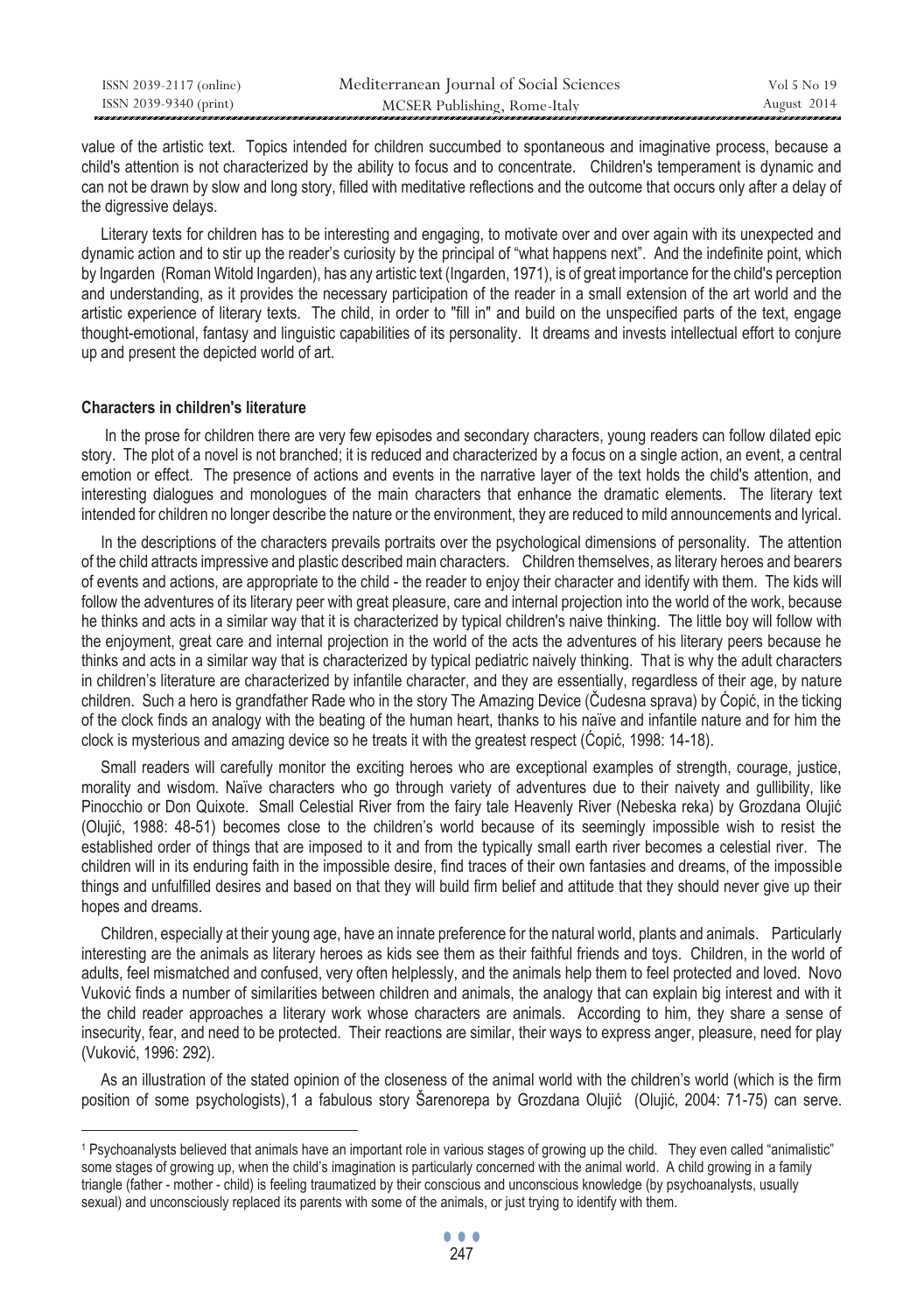value of the artistic text. Topics intended for children succumbed to spontaneous and imaginative process, because a child's attention is not characterized by the ability to focus and to concentrate. Children's temperament is dynamic and can not be drawn by slow and long story, filled with meditative reflections and the outcome that occurs only after a delay of the digressive delays.

Literary texts for children has to be interesting and engaging, to motivate over and over again with its unexpected and dynamic action and to stir up the reader's curiosity by the principal of "what happens next". And the indefinite point, which by Ingarden (Roman Witold Ingarden), has any artistic text (Ingarden, 1971), is of great importance for the child's perception and understanding, as it provides the necessary participation of the reader in a small extension of the art world and the artistic experience of literary texts. The child, in order to "fill in" and build on the unspecified parts of the text, engage thought-emotional, fantasy and linguistic capabilities of its personality. It dreams and invests intellectual effort to conjure up and present the depicted world of art.

## Characters in children's literature

In the prose for children there are very few episodes and secondary characters, young readers can follow dilated epic story. The plot of a novel is not branched; it is reduced and characterized by a focus on a single action, an event, a central emotion or effect. The presence of actions and events in the narrative layer of the text holds the child's attention, and interesting dialogues and monologues of the main characters that enhance the dramatic elements. The literary text intended for children no longer describe the nature or the environment, they are reduced to mild announcements and lyrical.

In the descriptions of the characters prevails portraits over the psychological dimensions of personality. The attention of the child attracts impressive and plastic described main characters. Children themselves, as literary heroes and bearers of events and actions, are appropriate to the child - the reader to enjoy their character and identify with them. The kids will follow the adventures of its literary peer with great pleasure, care and internal projection into the world of the work, because he thinks and acts in a similar way that it is characterized by typical children's naive thinking. The little boy will follow with the enjoyment, great care and internal projection in the world of the acts the adventures of his literary peers because he thinks and acts in a similar way that is characterized by typical pediatric naively thinking. That is why the adult characters in children's literature are characterized by infantile character, and they are essentially, regardless of their age, by nature children. Such a hero is grandfather Rade who in the story The Amazing Device (Čudesna sprava) by Ćopić, in the ticking of the clock finds an analogy with the beating of the human heart, thanks to his naïve and infantile nature and for him the clock is mysterious and amazing device so he treats it with the greatest respect (Ćopić, 1998: 14-18).

Small readers will carefully monitor the exciting heroes who are exceptional examples of strength, courage, justice, morality and wisdom. Naïve characters who go through variety of adventures due to their naivety and gullibility, like Pinocchio or Don Quixote. Small Celestial River from the fairy tale Heavenly River (Nebeska reka) by Grozdana Olujić (Olujić, 1988: 48-51) becomes close to the children's world because of its seemingly impossible wish to resist the established order of things that are imposed to it and from the typically small earth river becomes a celestial river. The children will in its enduring faith in the impossible desire, find traces of their own fantasies and dreams, of the impossible things and unfulfilled desires and based on that they will build firm belief and attitude that they should never give up their hopes and dreams.

Children, especially at their young age, have an innate preference for the natural world, plants and animals. Particularly interesting are the animals as literary heroes as kids see them as their faithful friends and toys. Children, in the world of adults, feel mismatched and confused, very often helplessly, and the animals help them to feel protected and loved. Novo Vuković finds a number of similarities between children and animals, the analogy that can explain big interest and with it the child reader approaches a literary work whose characters are animals. According to him, they share a sense of insecurity, fear, and need to be protected. Their reactions are similar, their ways to express anger, pleasure, need for play (Vuković, 1996: 292).

As an illustration of the stated opinion of the closeness of the animal world with the children's world (which is the firm position of some psychologists),[1] a fabulous story Šarenorepa by Grozdana Olujić (Olujić, 2004: 71-75) can serve.

---

[1] Psychoanalysts believed that animals have an important role in various stages of growing up the child. They even called "animalistic" some stages of growing up, when the child's imagination is particularly concerned with the animal world. A child growing in a family triangle (father - mother - child) is feeling traumatized by their conscious and unconscious knowledge (by psychoanalysts, usually sexual) and unconsciously replaced its parents with some of the animals, or just trying to identify with them.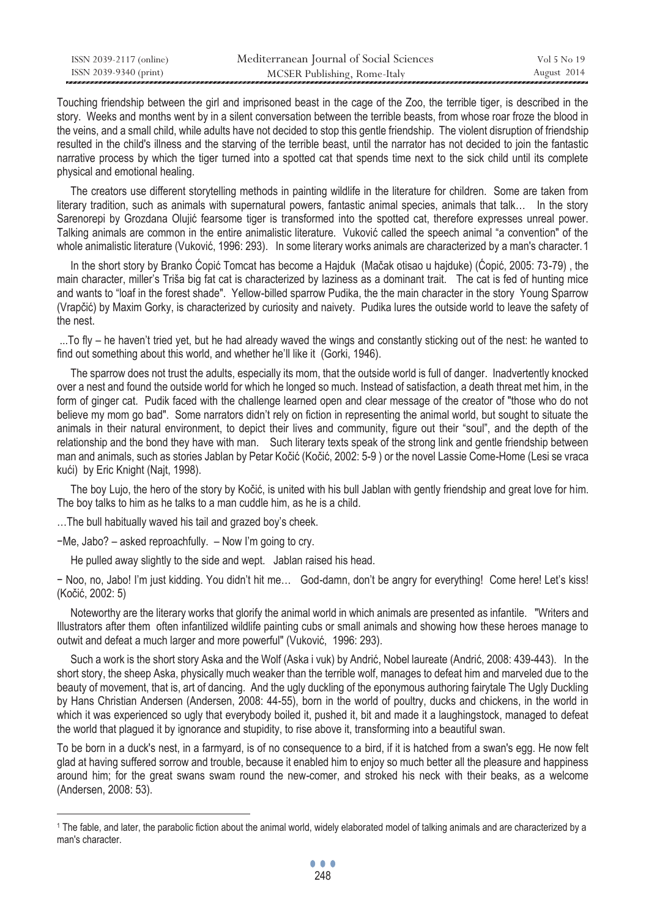Touching friendship between the girl and imprisoned beast in the cage of the Zoo, the terrible tiger, is described in the story. Weeks and months went by in a silent conversation between the terrible beasts, from whose roar froze the blood in the veins, and a small child, while adults have not decided to stop this gentle friendship. The violent disruption of friendship resulted in the child's illness and the starving of the terrible beast, until the narrator has not decided to join the fantastic narrative process by which the tiger turned into a spotted cat that spends time next to the sick child until its complete physical and emotional healing.

The creators use different storytelling methods in painting wildlife in the literature for children. Some are taken from literary tradition, such as animals with supernatural powers, fantastic animal species, animals that talk… In the story Sarenorepi by Grozdana Olujić fearsome tiger is transformed into the spotted cat, therefore expresses unreal power. Talking animals are common in the entire animalistic literature. Vuković called the speech animal "a convention" of the whole animalistic literature (Vuković, 1996: 293). In some literary works animals are characterized by a man's character.[1]

In the short story by Branko Ćopić Tomcat has become a Hajduk (Mačak otisao u hajduke) (Ćopić, 2005: 73-79) , the main character, miller's Triša big fat cat is characterized by laziness as a dominant trait. The cat is fed of hunting mice and wants to "loaf in the forest shade". Yellow-billed sparrow Pudika, the the main character in the story Young Sparrow (Vrapčić) by Maxim Gorky, is characterized by curiosity and naivety. Pudika lures the outside world to leave the safety of the nest.

...To fly – he haven't tried yet, but he had already waved the wings and constantly sticking out of the nest: he wanted to find out something about this world, and whether he'll like it (Gorki, 1946).

The sparrow does not trust the adults, especially its mom, that the outside world is full of danger. Inadvertently knocked over a nest and found the outside world for which he longed so much. Instead of satisfaction, a death threat met him, in the form of ginger cat. Pudik faced with the challenge learned open and clear message of the creator of "those who do not believe my mom go bad". Some narrators didn't rely on fiction in representing the animal world, but sought to situate the animals in their natural environment, to depict their lives and community, figure out their "soul", and the depth of the relationship and the bond they have with man. Such literary texts speak of the strong link and gentle friendship between man and animals, such as stories Jablan by Petar Kočić (Kočić, 2002: 5-9 ) or the novel Lassie Come-Home (Lesi se vraca kući) by Eric Knight (Najt, 1998).

The boy Lujo, the hero of the story by Kočić, is united with his bull Jablan with gently friendship and great love for him. The boy talks to him as he talks to a man cuddle him, as he is a child.

…The bull habitually waved his tail and grazed boy's cheek.

−Me, Jabo? – asked reproachfully. – Now I'm going to cry.

He pulled away slightly to the side and wept. Jablan raised his head.

− Noo, no, Jabo! I'm just kidding. You didn't hit me… God-damn, don't be angry for everything! Come here! Let's kiss! (Kočić, 2002: 5)

Noteworthy are the literary works that glorify the animal world in which animals are presented as infantile. "Writers and Illustrators after them often infantilized wildlife painting cubs or small animals and showing how these heroes manage to outwit and defeat a much larger and more powerful" (Vuković, 1996: 293).

Such a work is the short story Aska and the Wolf (Aska i vuk) by Andrić, Nobel laureate (Andrić, 2008: 439-443). In the short story, the sheep Aska, physically much weaker than the terrible wolf, manages to defeat him and marveled due to the beauty of movement, that is, art of dancing. And the ugly duckling of the eponymous authoring fairytale The Ugly Duckling by Hans Christian Andersen (Andersen, 2008: 44-55), born in the world of poultry, ducks and chickens, in the world in which it was experienced so ugly that everybody boiled it, pushed it, bit and made it a laughingstock, managed to defeat the world that plagued it by ignorance and stupidity, to rise above it, transforming into a beautiful swan.

To be born in a duck's nest, in a farmyard, is of no consequence to a bird, if it is hatched from a swan's egg. He now felt glad at having suffered sorrow and trouble, because it enabled him to enjoy so much better all the pleasure and happiness around him; for the great swans swam round the new-comer, and stroked his neck with their beaks, as a welcome (Andersen, 2008: 53).

---

[1] The fable, and later, the parabolic fiction about the animal world, widely elaborated model of talking animals and are characterized by a man's character.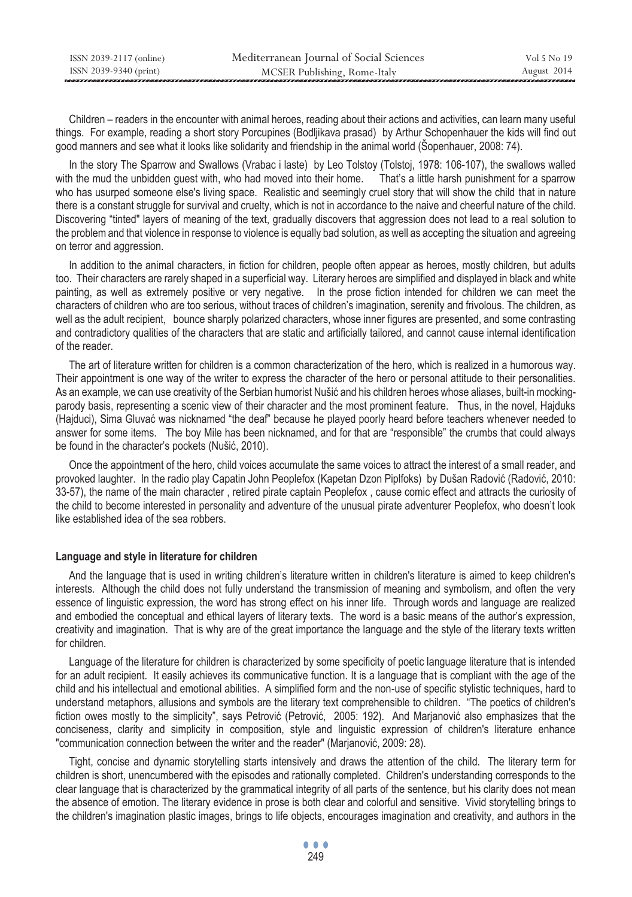Children – readers in the encounter with animal heroes, reading about their actions and activities, can learn many useful things. For example, reading a short story Porcupines (Bodljikava prasad) by Arthur Schopenhauer the kids will find out good manners and see what it looks like solidarity and friendship in the animal world (Šopenhauer, 2008: 74).

In the story The Sparrow and Swallows (Vrabac i laste) by Leo Tolstoy (Tolstoj, 1978: 106-107), the swallows walled with the mud the unbidden guest with, who had moved into their home. That's a little harsh punishment for a sparrow who has usurped someone else's living space. Realistic and seemingly cruel story that will show the child that in nature there is a constant struggle for survival and cruelty, which is not in accordance to the naive and cheerful nature of the child. Discovering "tinted" layers of meaning of the text, gradually discovers that aggression does not lead to a real solution to the problem and that violence in response to violence is equally bad solution, as well as accepting the situation and agreeing on terror and aggression.

In addition to the animal characters, in fiction for children, people often appear as heroes, mostly children, but adults too. Their characters are rarely shaped in a superficial way. Literary heroes are simplified and displayed in black and white painting, as well as extremely positive or very negative. In the prose fiction intended for children we can meet the characters of children who are too serious, without traces of children's imagination, serenity and frivolous. The children, as well as the adult recipient, bounce sharply polarized characters, whose inner figures are presented, and some contrasting and contradictory qualities of the characters that are static and artificially tailored, and cannot cause internal identification of the reader.

The art of literature written for children is a common characterization of the hero, which is realized in a humorous way. Their appointment is one way of the writer to express the character of the hero or personal attitude to their personalities. As an example, we can use creativity of the Serbian humorist Nušić and his children heroes whose aliases, built-in mocking-parody basis, representing a scenic view of their character and the most prominent feature. Thus, in the novel, Hajduks (Hajduci), Sima Gluvać was nicknamed "the deaf" because he played poorly heard before teachers whenever needed to answer for some items. The boy Mile has been nicknamed, and for that are "responsible" the crumbs that could always be found in the character's pockets (Nušić, 2010).

Once the appointment of the hero, child voices accumulate the same voices to attract the interest of a small reader, and provoked laughter. In the radio play Capatin John Peoplefox (Kapetan Dzon Piplfoks) by Dušan Radović (Radović, 2010: 33-57), the name of the main character , retired pirate captain Peoplefox , cause comic effect and attracts the curiosity of the child to become interested in personality and adventure of the unusual pirate adventurer Peoplefox, who doesn't look like established idea of the sea robbers.

### Language and style in literature for children

And the language that is used in writing children's literature written in children's literature is aimed to keep children's interests. Although the child does not fully understand the transmission of meaning and symbolism, and often the very essence of linguistic expression, the word has strong effect on his inner life. Through words and language are realized and embodied the conceptual and ethical layers of literary texts. The word is a basic means of the author's expression, creativity and imagination. That is why are of the great importance the language and the style of the literary texts written for children.

Language of the literature for children is characterized by some specificity of poetic language literature that is intended for an adult recipient. It easily achieves its communicative function. It is a language that is compliant with the age of the child and his intellectual and emotional abilities. A simplified form and the non-use of specific stylistic techniques, hard to understand metaphors, allusions and symbols are the literary text comprehensible to children. "The poetics of children's fiction owes mostly to the simplicity", says Petrović (Petrović, 2005: 192). And Marjanović also emphasizes that the conciseness, clarity and simplicity in composition, style and linguistic expression of children's literature enhance "communication connection between the writer and the reader" (Marjanović, 2009: 28).

Tight, concise and dynamic storytelling starts intensively and draws the attention of the child. The literary term for children is short, unencumbered with the episodes and rationally completed. Children's understanding corresponds to the clear language that is characterized by the grammatical integrity of all parts of the sentence, but his clarity does not mean the absence of emotion. The literary evidence in prose is both clear and colorful and sensitive. Vivid storytelling brings to the children's imagination plastic images, brings to life objects, encourages imagination and creativity, and authors in the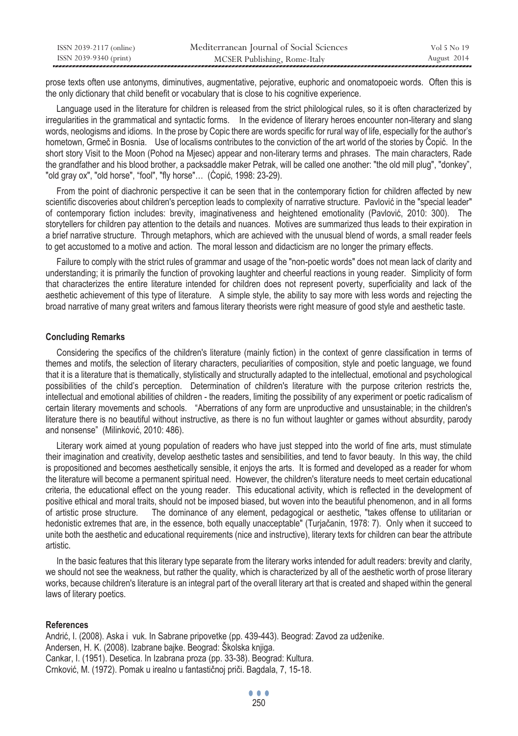prose texts often use antonyms, diminutives, augmentative, pejorative, euphoric and onomatopoeic words. Often this is the only dictionary that child benefit or vocabulary that is close to his cognitive experience.

Language used in the literature for children is released from the strict philological rules, so it is often characterized by irregularities in the grammatical and syntactic forms. In the evidence of literary heroes encounter non-literary and slang words, neologisms and idioms. In the prose by Copic there are words specific for rural way of life, especially for the author's hometown, Grmeč in Bosnia. Use of localisms contributes to the conviction of the art world of the stories by Čopić. In the short story Visit to the Moon (Pohod na Mjesec) appear and non-literary terms and phrases. The main characters, Rade the grandfather and his blood brother, a packsaddle maker Petrak, will be called one another: "the old mill plug", "donkey", "old gray ox", "old horse", "fool", "fly horse"… (Ćopić, 1998: 23-29).

From the point of diachronic perspective it can be seen that in the contemporary fiction for children affected by new scientific discoveries about children's perception leads to complexity of narrative structure. Pavlović in the "special leader" of contemporary fiction includes: brevity, imaginativeness and heightened emotionality (Pavlović, 2010: 300). The storytellers for children pay attention to the details and nuances. Motives are summarized thus leads to their expiration in a brief narrative structure. Through metaphors, which are achieved with the unusual blend of words, a small reader feels to get accustomed to a motive and action. The moral lesson and didacticism are no longer the primary effects.

Failure to comply with the strict rules of grammar and usage of the "non-poetic words" does not mean lack of clarity and understanding; it is primarily the function of provoking laughter and cheerful reactions in young reader. Simplicity of form that characterizes the entire literature intended for children does not represent poverty, superficiality and lack of the aesthetic achievement of this type of literature. A simple style, the ability to say more with less words and rejecting the broad narrative of many great writers and famous literary theorists were right measure of good style and aesthetic taste.

### Concluding Remarks

Considering the specifics of the children's literature (mainly fiction) in the context of genre classification in terms of themes and motifs, the selection of literary characters, peculiarities of composition, style and poetic language, we found that it is a literature that is thematically, stylistically and structurally adapted to the intellectual, emotional and psychological possibilities of the child's perception. Determination of children's literature with the purpose criterion restricts the, intellectual and emotional abilities of children - the readers, limiting the possibility of any experiment or poetic radicalism of certain literary movements and schools. "Aberrations of any form are unproductive and unsustainable; in the children's literature there is no beautiful without instructive, as there is no fun without laughter or games without absurdity, parody and nonsense" (Milinković, 2010: 486).

Literary work aimed at young population of readers who have just stepped into the world of fine arts, must stimulate their imagination and creativity, develop aesthetic tastes and sensibilities, and tend to favor beauty. In this way, the child is propositioned and becomes aesthetically sensible, it enjoys the arts. It is formed and developed as a reader for whom the literature will become a permanent spiritual need. However, the children's literature needs to meet certain educational criteria, the educational effect on the young reader. This educational activity, which is reflected in the development of positive ethical and moral traits, should not be imposed biased, but woven into the beautiful phenomenon, and in all forms of artistic prose structure. The dominance of any element, pedagogical or aesthetic, "takes offense to utilitarian or hedonistic extremes that are, in the essence, both equally unacceptable" (Turjačanin, 1978: 7). Only when it succeed to unite both the aesthetic and educational requirements (nice and instructive), literary texts for children can bear the attribute artistic.

In the basic features that this literary type separate from the literary works intended for adult readers: brevity and clarity, we should not see the weakness, but rather the quality, which is characterized by all of the aesthetic worth of prose literary works, because children's literature is an integral part of the overall literary art that is created and shaped within the general laws of literary poetics.

### References

Andrić, I. (2008). Aska i vuk. In Sabrane pripovetke (pp. 439-443). Beograd: Zavod za udženike.
Andersen, H. K. (2008). Izabrane bajke. Beograd: Školska knjiga.
Cankar, I. (1951). Desetica. In Izabrana proza (pp. 33-38). Beograd: Kultura.
Crnković, M. (1972). Pomak u irealno u fantastičnoj priči. Bagdala, 7, 15-18.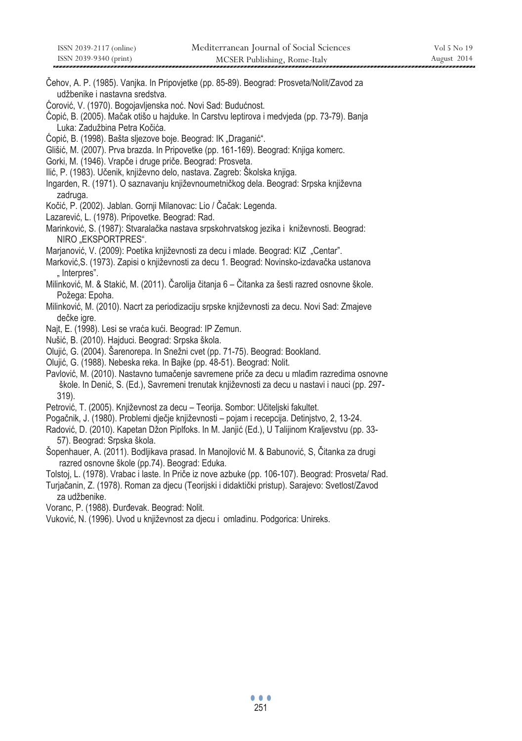Čehov, A. P. (1985). Vanjka. In Pripovjetke (pp. 85-89). Beograd: Prosveta/Nolit/Zavod za udžbenike i nastavna sredstva.

Ćorović, V. (1970). Bogojavljenska noć. Novi Sad: Budućnost.

Ćopić, B. (2005). Mačak otišo u hajduke. In Carstvu leptirova i medvjeda (pp. 73-79). Banja Luka: Zadužbina Petra Kočića.

Ćopić, B. (1998). Bašta sljezove boje. Beograd: IK „Draganić".

Glišić, M. (2007). Prva brazda. In Pripovetke (pp. 161-169). Beograd: Knjiga komerc.

Gorki, M. (1946). Vrapče i druge priče. Beograd: Prosveta.

Ilić, P. (1983). Učenik, književno delo, nastava. Zagreb: Školska knjiga.

Ingarden, R. (1971). O saznavanju književnoumetničkog dela. Beograd: Srpska književna zadruga.

Kočić, P. (2002). Jablan. Gornji Milanovac: Lio / Čačak: Legenda.

Lazarević, L. (1978). Pripovetke. Beograd: Rad.

Marinković, S. (1987): Stvaralačka nastava srpskohrvatskog jezika i književnosti. Beograd: NIRO „EKSPORTPRES".

Marjanović, V. (2009): Poetika književnosti za decu i mlade. Beograd: KIZ „Centar".

Marković,S. (1973). Zapisi o književnosti za decu 1. Beograd: Novinsko-izdavačka ustanova „ Interpres".

Milinković, M. & Stakić, M. (2011). Čarolija čitanja 6 – Čitanka za šesti razred osnovne škole. Požega: Epoha.

Milinković, M. (2010). Nacrt za periodizaciju srpske književnosti za decu. Novi Sad: Zmajeve dečke igre.

Najt, E. (1998). Lesi se vraća kući. Beograd: IP Zemun.

Nušić, B. (2010). Hajduci. Beograd: Srpska škola.

Olujić, G. (2004). Šarenorepa. In Snežni cvet (pp. 71-75). Beograd: Bookland.

Olujić, G. (1988). Nebeska reka. In Bajke (pp. 48-51). Beograd: Nolit.

Pavlović, M. (2010). Nastavno tumačenje savremene priče za decu u mlađim razredima osnovne škole. In Denić, S. (Ed.), Savremeni trenutak književnosti za decu u nastavi i nauci (pp. 297-319).

Petrović, T. (2005). Književnost za decu – Teorija. Sombor: Učiteljski fakultet.

Pogačnik, J. (1980). Problemi dječje književnosti – pojam i recepcija. Detinjstvo, 2, 13-24.

Radović, D. (2010). Kapetan Džon Piplfoks. In M. Janjić (Ed.), U Talijinom Kraljevstvu (pp. 33-57). Beograd: Srpska škola.

Šopenhauer, A. (2011). Bodljikava prasad. In Manojlović M. & Babunović, S, Čitanka za drugi razred osnovne škole (pp.74). Beograd: Eduka.

Tolstoj, L. (1978). Vrabac i laste. In Priče iz nove azbuke (pp. 106-107). Beograd: Prosveta/ Rad.

Turjačanin, Z. (1978). Roman za djecu (Teorijski i didaktički pristup). Sarajevo: Svetlost/Zavod za udžbenike.

Voranc, P. (1988). Đurđevak. Beograd: Nolit.

Vuković, N. (1996). Uvod u književnost za djecu i omladinu. Podgorica: Unireks.